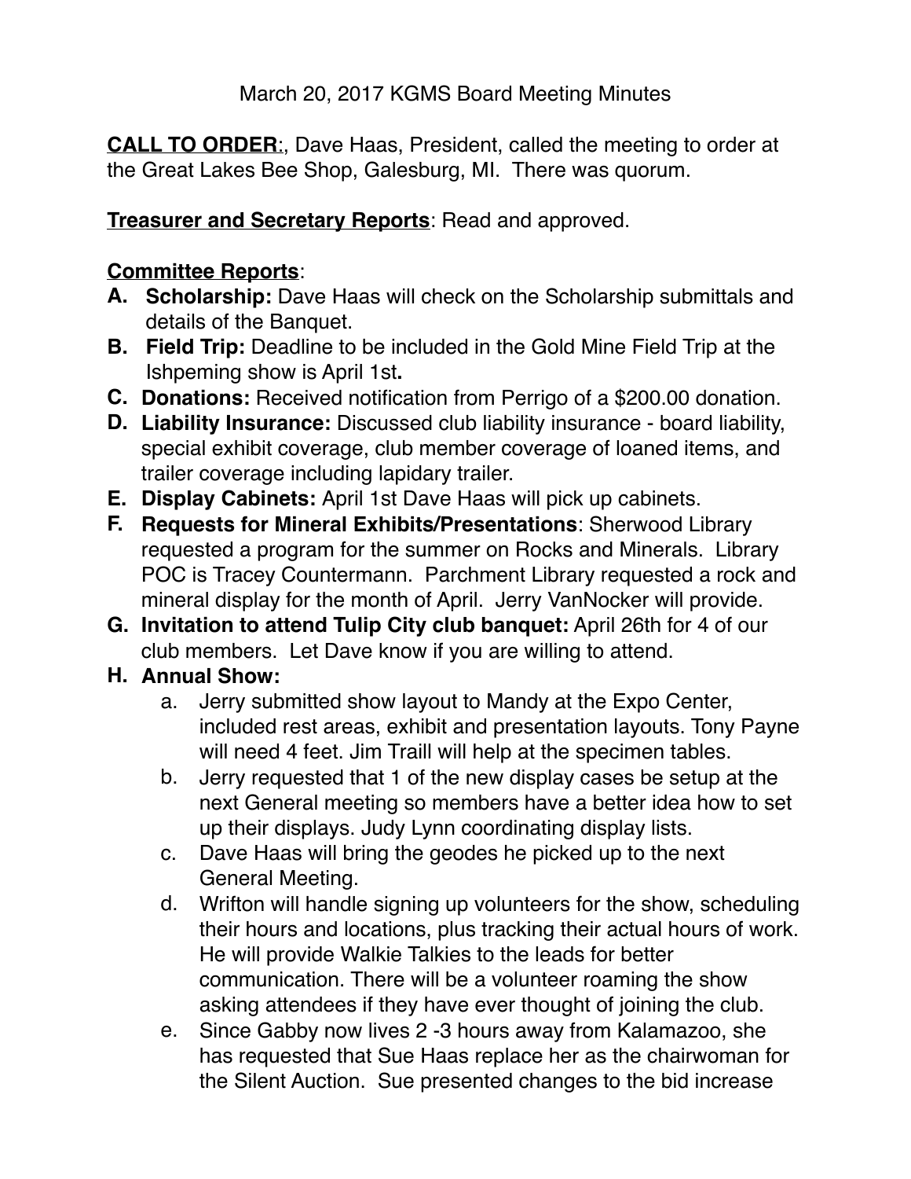March 20, 2017 KGMS Board Meeting Minutes

**CALL TO ORDER**:, Dave Haas, President, called the meeting to order at the Great Lakes Bee Shop, Galesburg, MI. There was quorum.

**Treasurer and Secretary Reports**: Read and approved.

**Committee Reports**:

A. **Scholarship:** Dave Haas will check on the Scholarship submittals and details of the Banquet.
B. **Field Trip:** Deadline to be included in the Gold Mine Field Trip at the Ishpeming show is April 1st**.**
C. **Donations:** Received notification from Perrigo of a $200.00 donation.
D. **Liability Insurance:** Discussed club liability insurance - board liability, special exhibit coverage, club member coverage of loaned items, and trailer coverage including lapidary trailer.
E. **Display Cabinets:** April 1st Dave Haas will pick up cabinets.
F. **Requests for Mineral Exhibits/Presentations**: Sherwood Library requested a program for the summer on Rocks and Minerals. Library POC is Tracey Countermann. Parchment Library requested a rock and mineral display for the month of April. Jerry VanNocker will provide.
G. **Invitation to attend Tulip City club banquet:** April 26th for 4 of our club members. Let Dave know if you are willing to attend.
H. **Annual Show:**
    a. Jerry submitted show layout to Mandy at the Expo Center, included rest areas, exhibit and presentation layouts. Tony Payne will need 4 feet. Jim Traill will help at the specimen tables.
    b. Jerry requested that 1 of the new display cases be setup at the next General meeting so members have a better idea how to set up their displays. Judy Lynn coordinating display lists.
    c. Dave Haas will bring the geodes he picked up to the next General Meeting.
    d. Wrifton will handle signing up volunteers for the show, scheduling their hours and locations, plus tracking their actual hours of work. He will provide Walkie Talkies to the leads for better communication. There will be a volunteer roaming the show asking attendees if they have ever thought of joining the club.
    e. Since Gabby now lives 2 -3 hours away from Kalamazoo, she has requested that Sue Haas replace her as the chairwoman for the Silent Auction. Sue presented changes to the bid increase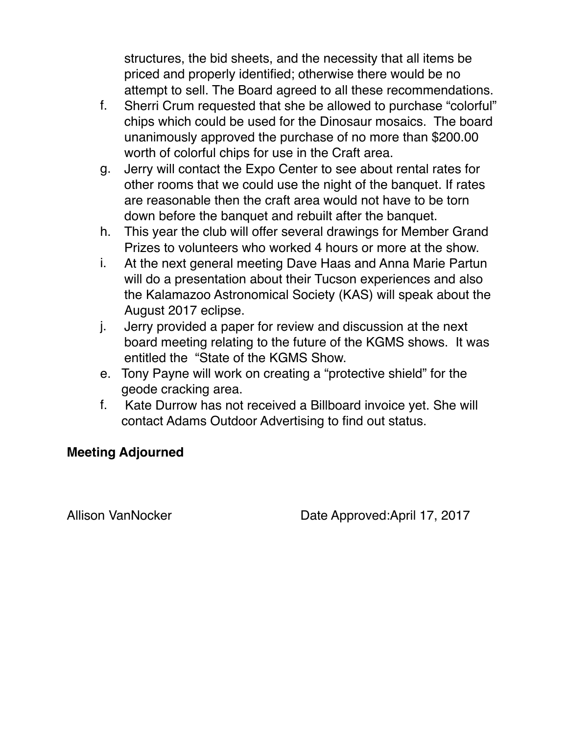structures, the bid sheets, and the necessity that all items be priced and properly identified; otherwise there would be no attempt to sell. The Board agreed to all these recommendations.

f. Sherri Crum requested that she be allowed to purchase "colorful" chips which could be used for the Dinosaur mosaics. The board unanimously approved the purchase of no more than $200.00 worth of colorful chips for use in the Craft area.

g. Jerry will contact the Expo Center to see about rental rates for other rooms that we could use the night of the banquet. If rates are reasonable then the craft area would not have to be torn down before the banquet and rebuilt after the banquet.

h. This year the club will offer several drawings for Member Grand Prizes to volunteers who worked 4 hours or more at the show.

i. At the next general meeting Dave Haas and Anna Marie Partun will do a presentation about their Tucson experiences and also the Kalamazoo Astronomical Society (KAS) will speak about the August 2017 eclipse.

j. Jerry provided a paper for review and discussion at the next board meeting relating to the future of the KGMS shows. It was entitled the "State of the KGMS Show.

e. Tony Payne will work on creating a "protective shield" for the geode cracking area.

f. Kate Durrow has not received a Billboard invoice yet. She will contact Adams Outdoor Advertising to find out status.

**Meeting Adjourned**

Allison VanNocker Date Approved:April 17, 2017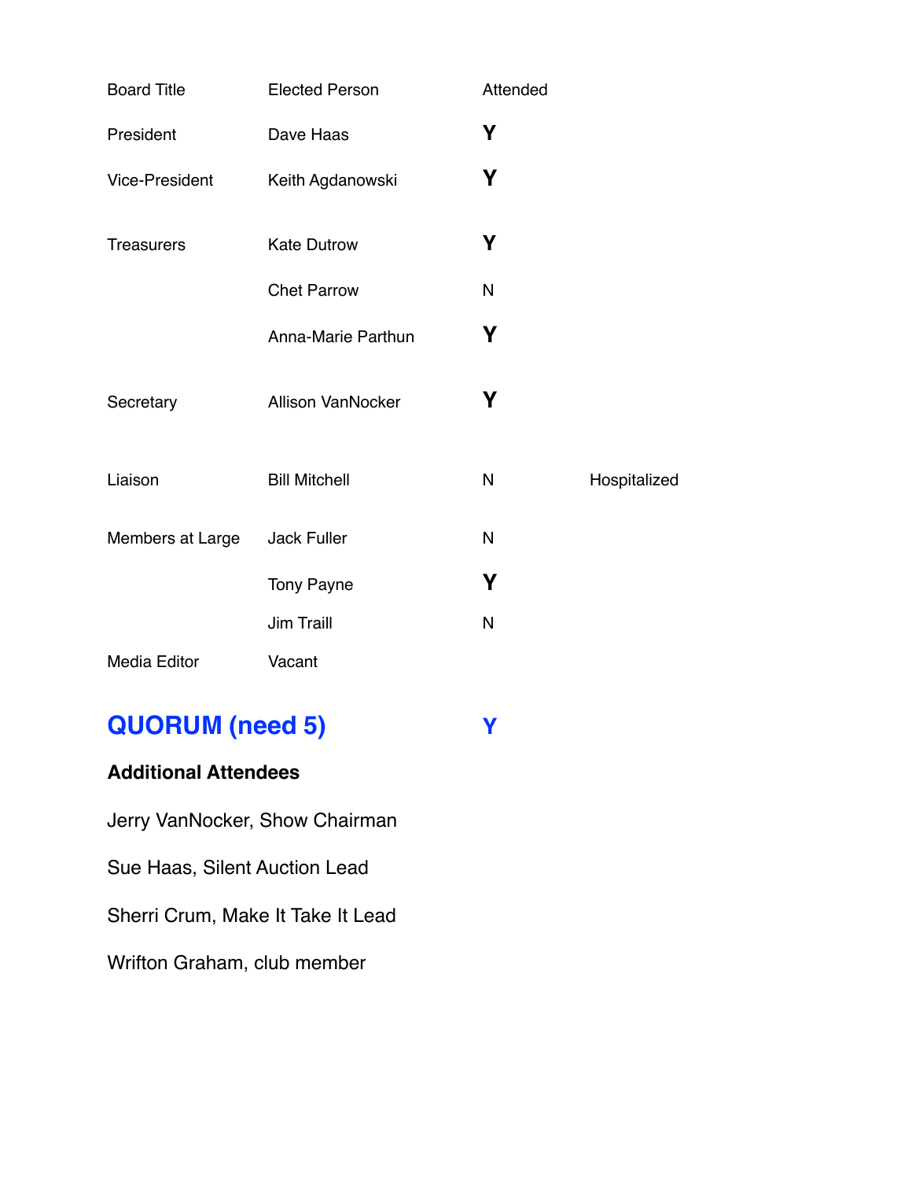| Board Title | Elected Person | Attended | |
|---|---|---|---|
| President | Dave Haas | **Y** | |
| Vice-President | Keith Agdanowski | **Y** | |
| Treasurers | Kate Dutrow | **Y** | |
| | Chet Parrow | N | |
| | Anna-Marie Parthun | **Y** | |
| Secretary | Allison VanNocker | **Y** | |
| Liaison | Bill Mitchell | N | Hospitalized |
| Members at Large | Jack Fuller | N | |
| | Tony Payne | **Y** | |
| | Jim Traill | N | |
| Media Editor | Vacant | | |

## **QUORUM (need 5)** **Y**

**Additional Attendees**

Jerry VanNocker, Show Chairman

Sue Haas, Silent Auction Lead

Sherri Crum, Make It Take It Lead

Wrifton Graham, club member